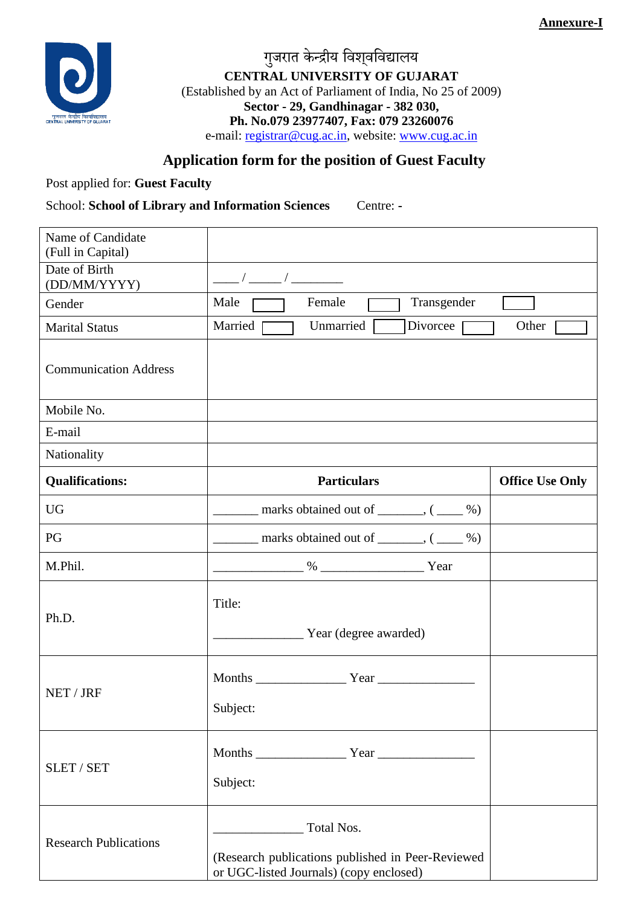**Annexure-I**

गुजरात केन्द्रीय विश्वविद्यालय

**CENTRAL UNIVERSITY OF GUJARAT**

(Established by an Act of Parliament of India, No 25 of 2009)

**Sector - 29, Gandhinagar - 382 030,**

**Ph. No.079 23977407, Fax: 079 23260076**

e-mail: registrar@cug.ac.in, website: www.cug.ac.in

## Application form for the position of Guest Faculty

Post applied for: **Guest Faculty**

School: **School of Library and Information Sciences** Centre: **-**

| Name of Candidate (Full in Capital) | | |
|---|---|---|
| Date of Birth (DD/MM/YYYY) | ____ / _____ / ________ | |
| Gender | Male ☐ Female ☐ Transgender ☐ | |
| Marital Status | Married ☐ Unmarried ☐ Divorcee ☐ Other ☐ | |
| Communication Address | | |
| Mobile No. | | |
| E-mail | | |
| Nationality | | |
| **Qualifications:** | **Particulars** | **Office Use Only** |
| UG | _______ marks obtained out of _______, ( ____ %) | |
| PG | _______ marks obtained out of _______, ( ____ %) | |
| M.Phil. | ______________ % ________________ Year | |
| Ph.D. | Title: <br> ______________ Year (degree awarded) | |
| NET / JRF | Months ______________ Year _______________ <br> Subject: | |
| SLET / SET | Months ______________ Year _______________ <br> Subject: | |
| Research Publications | ______________ Total Nos. <br> (Research publications published in Peer-Reviewed or UGC-listed Journals) (copy enclosed) | |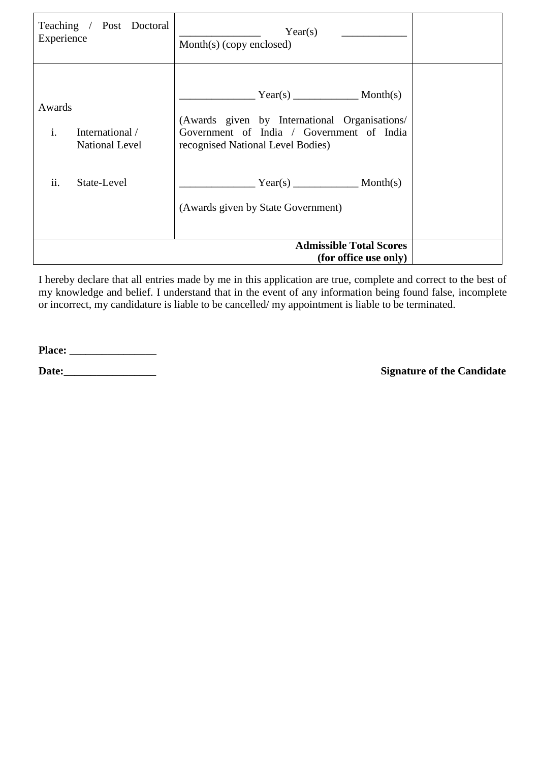| | | |
|---|---|---|
| Teaching / Post Doctoral Experience | _______________ Year(s) ____________ Month(s) (copy enclosed) | |
| Awards<br>i. International / National Level<br><br>ii. State-Level | ______________ Year(s) ____________ Month(s)<br>(Awards given by International Organisations/ Government of India / Government of India recognised National Level Bodies)<br><br>______________ Year(s) ____________ Month(s)<br>(Awards given by State Government) | |
| **Admissible Total Scores (for office use only)** | | |

I hereby declare that all entries made by me in this application are true, complete and correct to the best of my knowledge and belief. I understand that in the event of any information being found false, incomplete or incorrect, my candidature is liable to be cancelled/ my appointment is liable to be terminated.

**Place: ________________**

**Date:_________________** **Signature of the Candidate**